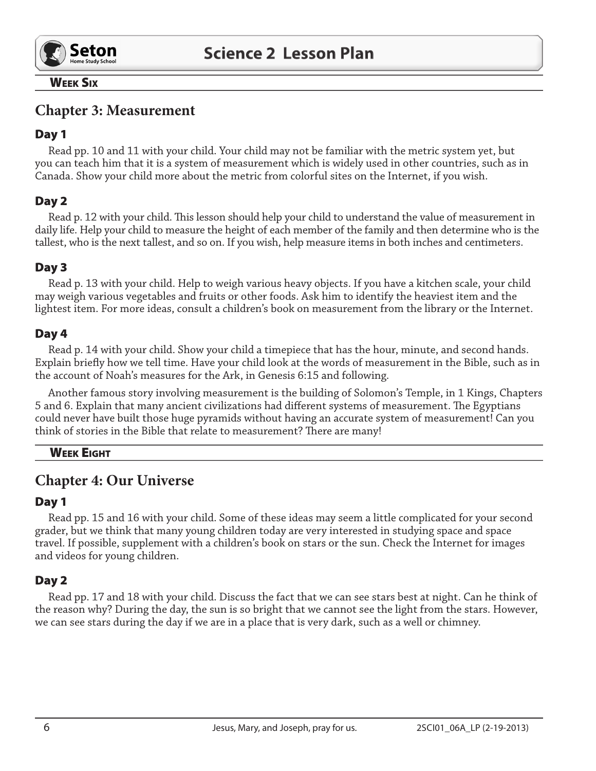**Week Six**

## Chapter 3: Measurement

### Day 1

Read pp. 10 and 11 with your child. Your child may not be familiar with the metric system yet, but you can teach him that it is a system of measurement which is widely used in other countries, such as in Canada. Show your child more about the metric from colorful sites on the Internet, if you wish.

### Day 2

Read p. 12 with your child. This lesson should help your child to understand the value of measurement in daily life. Help your child to measure the height of each member of the family and then determine who is the tallest, who is the next tallest, and so on. If you wish, help measure items in both inches and centimeters.

### Day 3

Read p. 13 with your child. Help to weigh various heavy objects. If you have a kitchen scale, your child may weigh various vegetables and fruits or other foods. Ask him to identify the heaviest item and the lightest item. For more ideas, consult a children's book on measurement from the library or the Internet.

### Day 4

Read p. 14 with your child. Show your child a timepiece that has the hour, minute, and second hands. Explain briefly how we tell time. Have your child look at the words of measurement in the Bible, such as in the account of Noah's measures for the Ark, in Genesis 6:15 and following.

Another famous story involving measurement is the building of Solomon's Temple, in 1 Kings, Chapters 5 and 6. Explain that many ancient civilizations had different systems of measurement. The Egyptians could never have built those huge pyramids without having an accurate system of measurement! Can you think of stories in the Bible that relate to measurement? There are many!

**Week Eight**

## Chapter 4: Our Universe

### Day 1

Read pp. 15 and 16 with your child. Some of these ideas may seem a little complicated for your second grader, but we think that many young children today are very interested in studying space and space travel. If possible, supplement with a children's book on stars or the sun. Check the Internet for images and videos for young children.

### Day 2

Read pp. 17 and 18 with your child. Discuss the fact that we can see stars best at night. Can he think of the reason why? During the day, the sun is so bright that we cannot see the light from the stars. However, we can see stars during the day if we are in a place that is very dark, such as a well or chimney.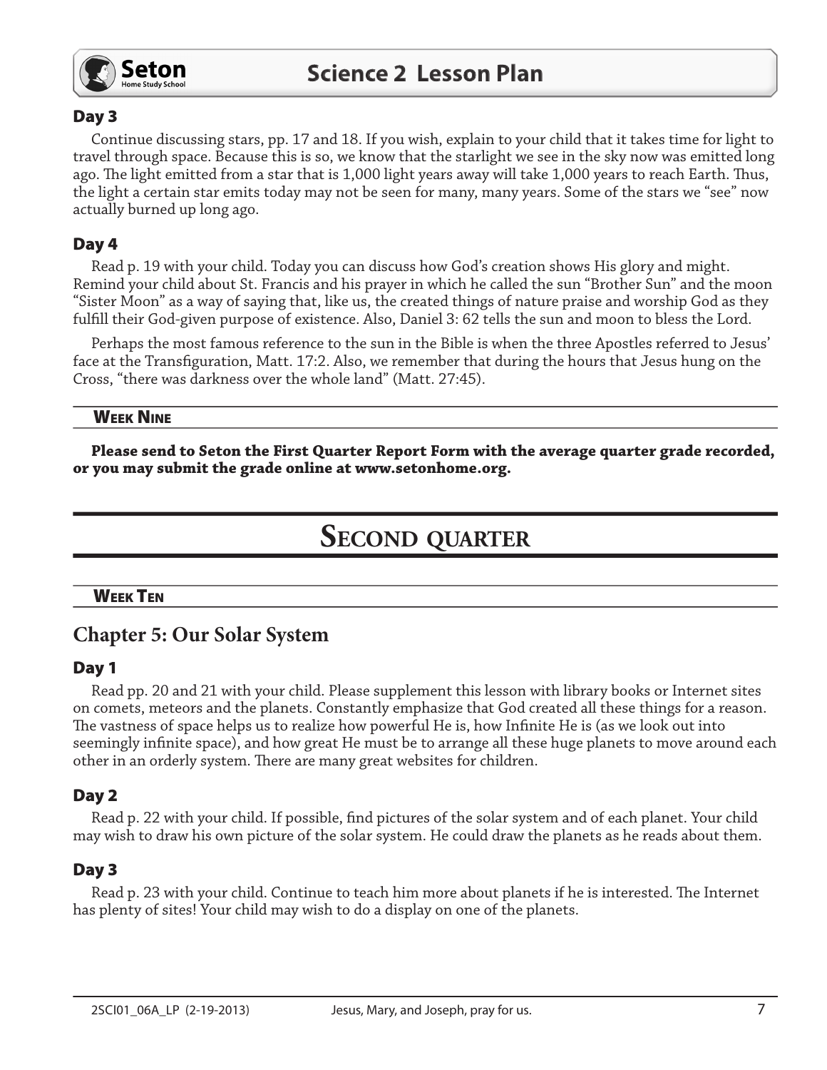### Day 3

Continue discussing stars, pp. 17 and 18. If you wish, explain to your child that it takes time for light to travel through space. Because this is so, we know that the starlight we see in the sky now was emitted long ago. The light emitted from a star that is 1,000 light years away will take 1,000 years to reach Earth. Thus, the light a certain star emits today may not be seen for many, many years. Some of the stars we "see" now actually burned up long ago.

### Day 4

Read p. 19 with your child. Today you can discuss how God's creation shows His glory and might. Remind your child about St. Francis and his prayer in which he called the sun "Brother Sun" and the moon "Sister Moon" as a way of saying that, like us, the created things of nature praise and worship God as they fulfill their God-given purpose of existence. Also, Daniel 3: 62 tells the sun and moon to bless the Lord.

Perhaps the most famous reference to the sun in the Bible is when the three Apostles referred to Jesus' face at the Transfiguration, Matt. 17:2. Also, we remember that during the hours that Jesus hung on the Cross, "there was darkness over the whole land" (Matt. 27:45).

## Week Nine

**Please send to Seton the First Quarter Report Form with the average quarter grade recorded, or you may submit the grade online at www.setonhome.org.**

# Second quarter

## Week Ten

## Chapter 5: Our Solar System

### Day 1

Read pp. 20 and 21 with your child. Please supplement this lesson with library books or Internet sites on comets, meteors and the planets. Constantly emphasize that God created all these things for a reason. The vastness of space helps us to realize how powerful He is, how Infinite He is (as we look out into seemingly infinite space), and how great He must be to arrange all these huge planets to move around each other in an orderly system. There are many great websites for children.

### Day 2

Read p. 22 with your child. If possible, find pictures of the solar system and of each planet. Your child may wish to draw his own picture of the solar system. He could draw the planets as he reads about them.

### Day 3

Read p. 23 with your child. Continue to teach him more about planets if he is interested. The Internet has plenty of sites! Your child may wish to do a display on one of the planets.